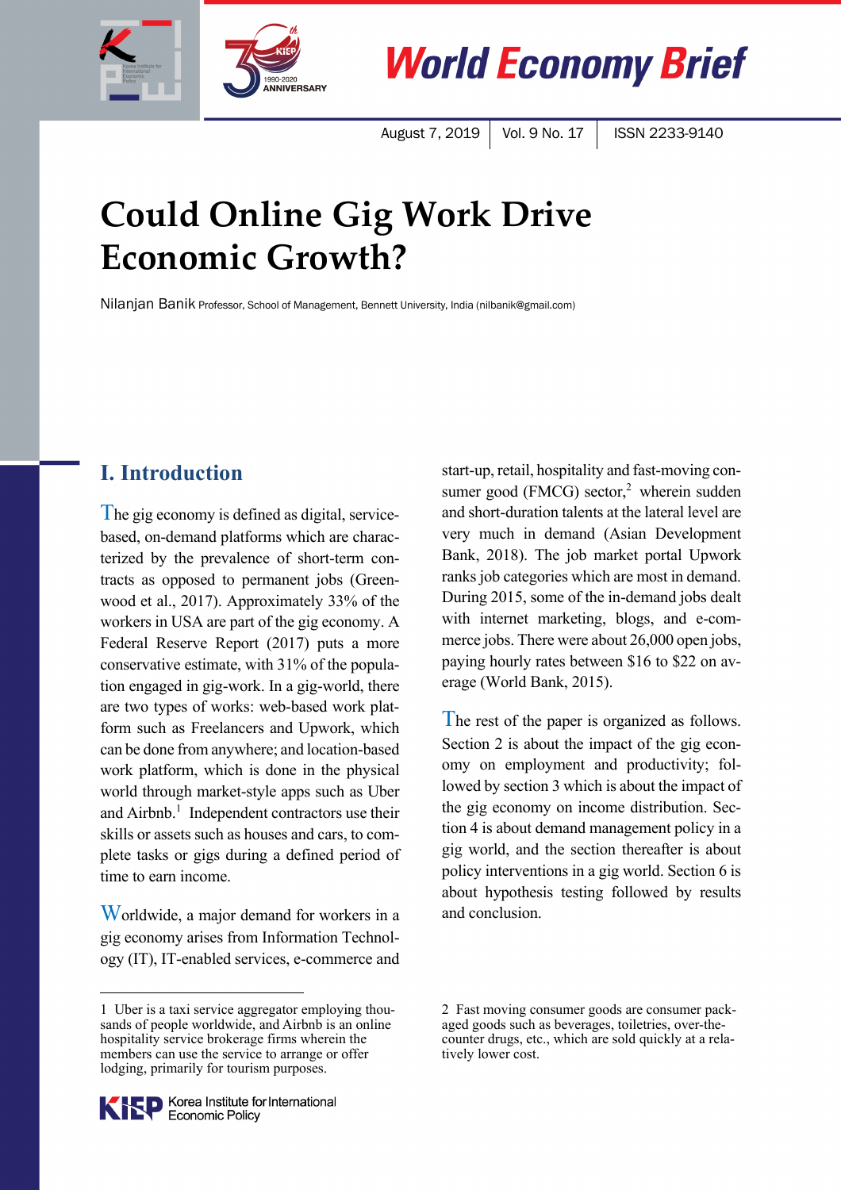World Economy Brief

August 7, 2019 | Vol. 9 No. 17 | ISSN 2233-9140

# Could Online Gig Work Drive Economic Growth?

Nilanjan Banik Professor, School of Management, Bennett University, India (nilbanik@gmail.com)

## I. Introduction

The gig economy is defined as digital, service-based, on-demand platforms which are characterized by the prevalence of short-term contracts as opposed to permanent jobs (Greenwood et al., 2017). Approximately 33% of the workers in USA are part of the gig economy. A Federal Reserve Report (2017) puts a more conservative estimate, with 31% of the population engaged in gig-work. In a gig-world, there are two types of works: web-based work platform such as Freelancers and Upwork, which can be done from anywhere; and location-based work platform, which is done in the physical world through market-style apps such as Uber and Airbnb.[1] Independent contractors use their skills or assets such as houses and cars, to complete tasks or gigs during a defined period of time to earn income.

Worldwide, a major demand for workers in a gig economy arises from Information Technology (IT), IT-enabled services, e-commerce and start-up, retail, hospitality and fast-moving consumer good (FMCG) sector,[2] wherein sudden and short-duration talents at the lateral level are very much in demand (Asian Development Bank, 2018). The job market portal Upwork ranks job categories which are most in demand. During 2015, some of the in-demand jobs dealt with internet marketing, blogs, and e-commerce jobs. There were about 26,000 open jobs, paying hourly rates between $16 to $22 on average (World Bank, 2015).

The rest of the paper is organized as follows. Section 2 is about the impact of the gig economy on employment and productivity; followed by section 3 which is about the impact of the gig economy on income distribution. Section 4 is about demand management policy in a gig world, and the section thereafter is about policy interventions in a gig world. Section 6 is about hypothesis testing followed by results and conclusion.

---

1 Uber is a taxi service aggregator employing thousands of people worldwide, and Airbnb is an online hospitality service brokerage firms wherein the members can use the service to arrange or offer lodging, primarily for tourism purposes.

2 Fast moving consumer goods are consumer packaged goods such as beverages, toiletries, over-the-counter drugs, etc., which are sold quickly at a relatively lower cost.

KIEP Korea Institute for International Economic Policy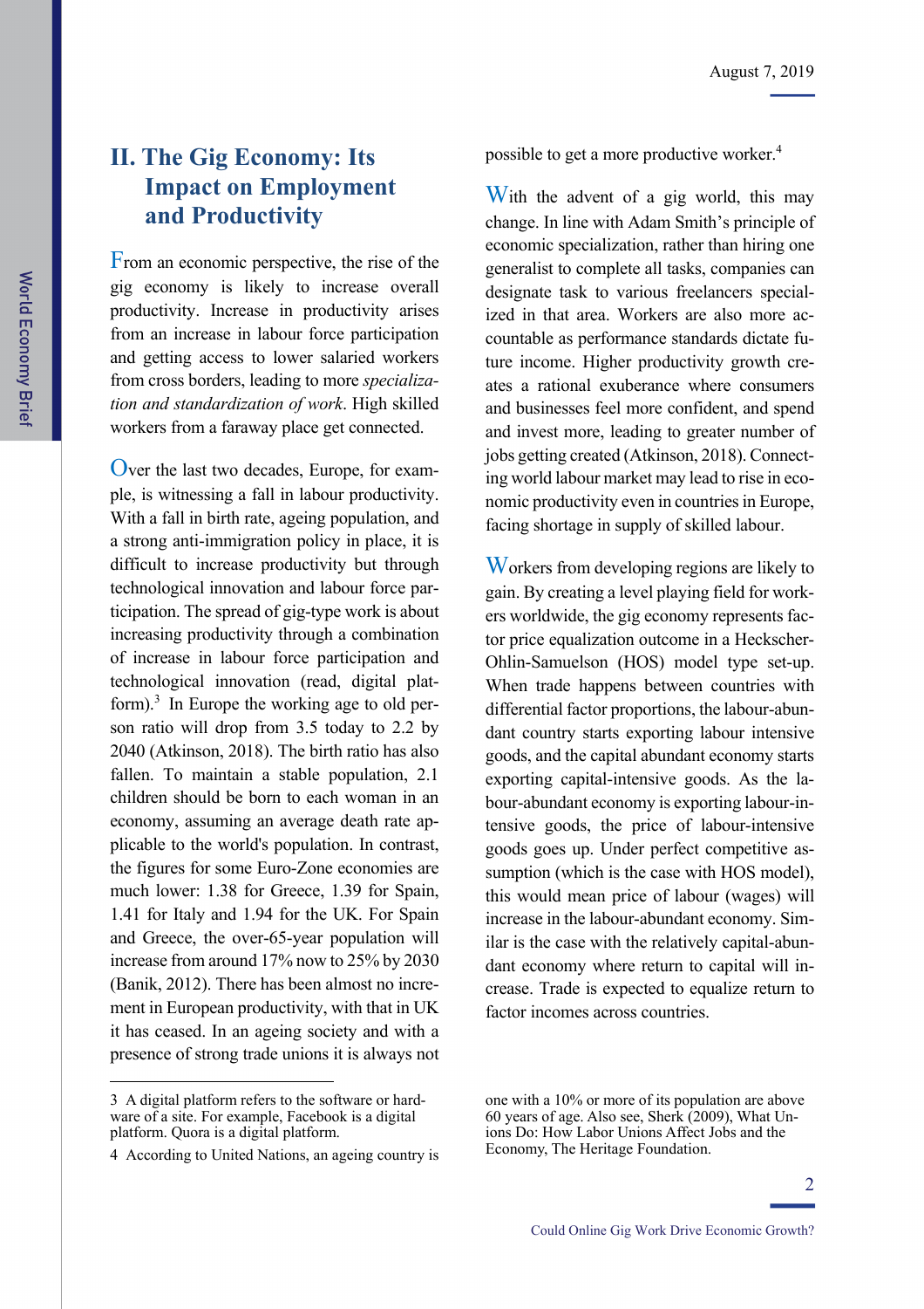## II. The Gig Economy: Its Impact on Employment and Productivity

From an economic perspective, the rise of the gig economy is likely to increase overall productivity. Increase in productivity arises from an increase in labour force participation and getting access to lower salaried workers from cross borders, leading to more *specialization and standardization of work*. High skilled workers from a faraway place get connected.

Over the last two decades, Europe, for example, is witnessing a fall in labour productivity. With a fall in birth rate, ageing population, and a strong anti-immigration policy in place, it is difficult to increase productivity but through technological innovation and labour force participation. The spread of gig-type work is about increasing productivity through a combination of increase in labour force participation and technological innovation (read, digital platform).[3] In Europe the working age to old person ratio will drop from 3.5 today to 2.2 by 2040 (Atkinson, 2018). The birth ratio has also fallen. To maintain a stable population, 2.1 children should be born to each woman in an economy, assuming an average death rate applicable to the world's population. In contrast, the figures for some Euro-Zone economies are much lower: 1.38 for Greece, 1.39 for Spain, 1.41 for Italy and 1.94 for the UK. For Spain and Greece, the over-65-year population will increase from around 17% now to 25% by 2030 (Banik, 2012). There has been almost no increment in European productivity, with that in UK it has ceased. In an ageing society and with a presence of strong trade unions it is always not possible to get a more productive worker.[4]

With the advent of a gig world, this may change. In line with Adam Smith's principle of economic specialization, rather than hiring one generalist to complete all tasks, companies can designate task to various freelancers specialized in that area. Workers are also more accountable as performance standards dictate future income. Higher productivity growth creates a rational exuberance where consumers and businesses feel more confident, and spend and invest more, leading to greater number of jobs getting created (Atkinson, 2018). Connecting world labour market may lead to rise in economic productivity even in countries in Europe, facing shortage in supply of skilled labour.

Workers from developing regions are likely to gain. By creating a level playing field for workers worldwide, the gig economy represents factor price equalization outcome in a Heckscher-Ohlin-Samuelson (HOS) model type set-up. When trade happens between countries with differential factor proportions, the labour-abundant country starts exporting labour intensive goods, and the capital abundant economy starts exporting capital-intensive goods. As the labour-abundant economy is exporting labour-intensive goods, the price of labour-intensive goods goes up. Under perfect competitive assumption (which is the case with HOS model), this would mean price of labour (wages) will increase in the labour-abundant economy. Similar is the case with the relatively capital-abundant economy where return to capital will increase. Trade is expected to equalize return to factor incomes across countries.

---

3 A digital platform refers to the software or hardware of a site. For example, Facebook is a digital platform. Quora is a digital platform.

4 According to United Nations, an ageing country is one with a 10% or more of its population are above 60 years of age. Also see, Sherk (2009), What Unions Do: How Labor Unions Affect Jobs and the Economy, The Heritage Foundation.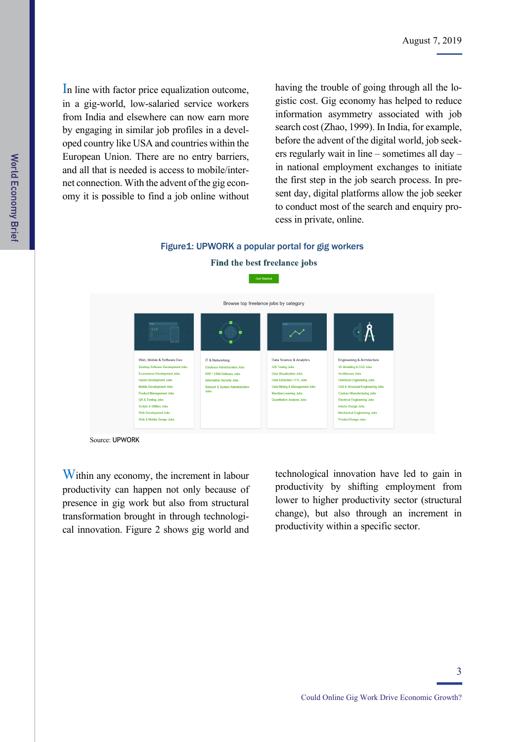In line with factor price equalization outcome, in a gig-world, low-salaried service workers from India and elsewhere can now earn more by engaging in similar job profiles in a developed country like USA and countries within the European Union. There are no entry barriers, and all that is needed is access to mobile/internet connection. With the advent of the gig economy it is possible to find a job online without having the trouble of going through all the logistic cost. Gig economy has helped to reduce information asymmetry associated with job search cost (Zhao, 1999). In India, for example, before the advent of the digital world, job seekers regularly wait in line – sometimes all day – in national employment exchanges to initiate the first step in the job search process. In present day, digital platforms allow the job seeker to conduct most of the search and enquiry process in private, online.

**Figure1: UPWORK a popular portal for gig workers**

Find the best freelance jobs

Get Started

Browse top freelance jobs by category

| Web, Mobile & Software Dev | IT & Networking | Data Science & Analytics | Engineering & Architecture |
|---|---|---|---|
| Desktop Software Development Jobs | Database Administration Jobs | A/B Testing Jobs | 3D Modeling & CAD Jobs |
| Ecommerce Development Jobs | ERP / CRM Software Jobs | Data Visualization Jobs | Architecture Jobs |
| Game Development Jobs | Information Security Jobs | Data Extraction / ETL Jobs | Chemical Engineering Jobs |
| Mobile Development Jobs | Network & System Administration Jobs | Data Mining & Management Jobs | Civil & Structural Engineering Jobs |
| Product Management Jobs | | Machine Learning Jobs | Contract Manufacturing Jobs |
| QA & Testing Jobs | | Quantitative Analysis Jobs | Electrical Engineering Jobs |
| Scripts & Utilities Jobs | | | Interior Design Jobs |
| Web Development Jobs | | | Mechanical Engineering Jobs |
| Web & Mobile Design Jobs | | | Product Design Jobs |

Source: UPWORK

Within any economy, the increment in labour productivity can happen not only because of presence in gig work but also from structural transformation brought in through technological innovation. Figure 2 shows gig world and technological innovation have led to gain in productivity by shifting employment from lower to higher productivity sector (structural change), but also through an increment in productivity within a specific sector.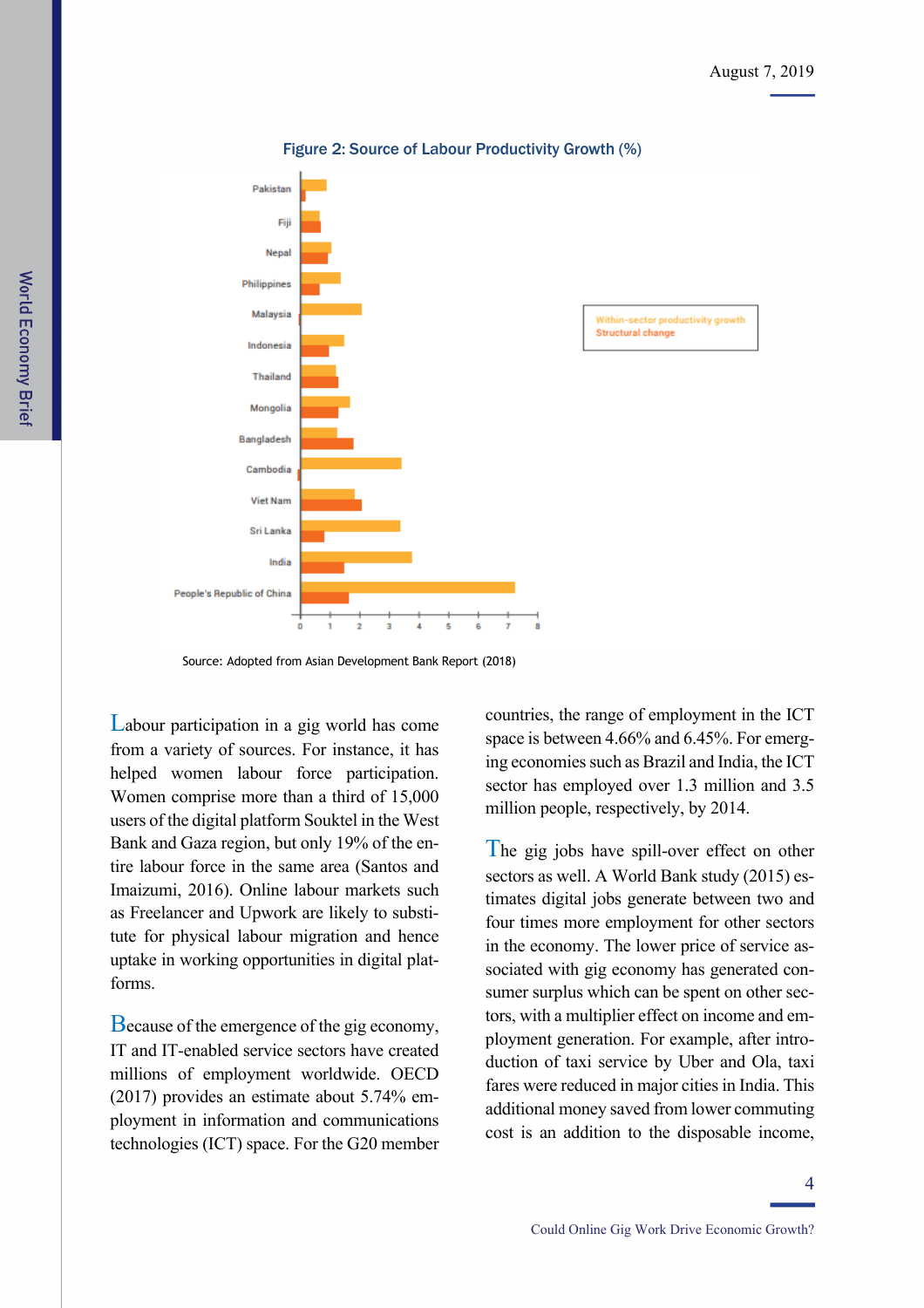**Figure 2: Source of Labour Productivity Growth (%)**

Source: Adopted from Asian Development Bank Report (2018)

Labour participation in a gig world has come from a variety of sources. For instance, it has helped women labour force participation. Women comprise more than a third of 15,000 users of the digital platform Souktel in the West Bank and Gaza region, but only 19% of the entire labour force in the same area (Santos and Imaizumi, 2016). Online labour markets such as Freelancer and Upwork are likely to substitute for physical labour migration and hence uptake in working opportunities in digital platforms.

Because of the emergence of the gig economy, IT and IT-enabled service sectors have created millions of employment worldwide. OECD (2017) provides an estimate about 5.74% employment in information and communications technologies (ICT) space. For the G20 member countries, the range of employment in the ICT space is between 4.66% and 6.45%. For emerging economies such as Brazil and India, the ICT sector has employed over 1.3 million and 3.5 million people, respectively, by 2014.

The gig jobs have spill-over effect on other sectors as well. A World Bank study (2015) estimates digital jobs generate between two and four times more employment for other sectors in the economy. The lower price of service associated with gig economy has generated consumer surplus which can be spent on other sectors, with a multiplier effect on income and employment generation. For example, after introduction of taxi service by Uber and Ola, taxi fares were reduced in major cities in India. This additional money saved from lower commuting cost is an addition to the disposable income,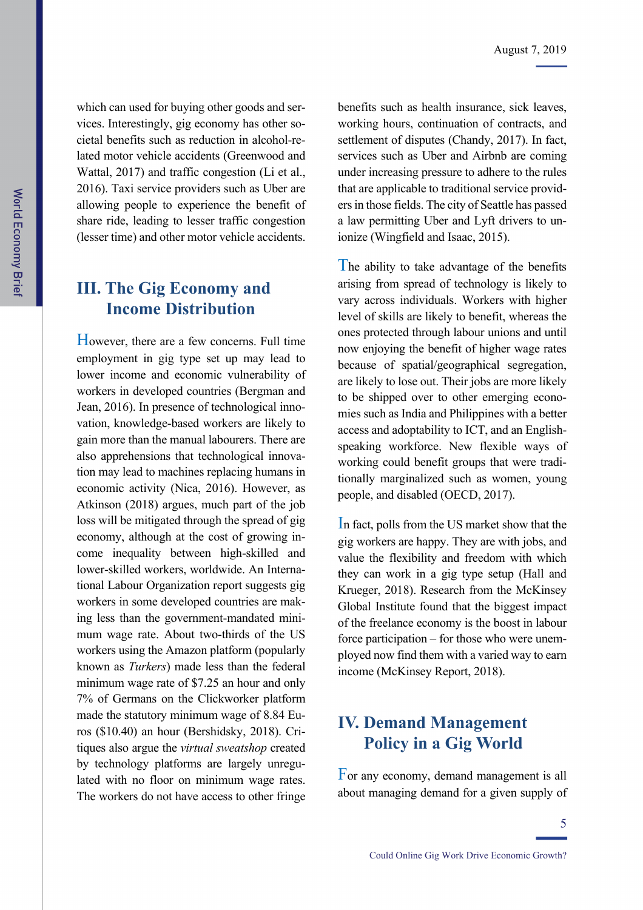which can used for buying other goods and services. Interestingly, gig economy has other societal benefits such as reduction in alcohol-related motor vehicle accidents (Greenwood and Wattal, 2017) and traffic congestion (Li et al., 2016). Taxi service providers such as Uber are allowing people to experience the benefit of share ride, leading to lesser traffic congestion (lesser time) and other motor vehicle accidents.

## III. The Gig Economy and Income Distribution

However, there are a few concerns. Full time employment in gig type set up may lead to lower income and economic vulnerability of workers in developed countries (Bergman and Jean, 2016). In presence of technological innovation, knowledge-based workers are likely to gain more than the manual labourers. There are also apprehensions that technological innovation may lead to machines replacing humans in economic activity (Nica, 2016). However, as Atkinson (2018) argues, much part of the job loss will be mitigated through the spread of gig economy, although at the cost of growing income inequality between high-skilled and lower-skilled workers, worldwide. An International Labour Organization report suggests gig workers in some developed countries are making less than the government-mandated minimum wage rate. About two-thirds of the US workers using the Amazon platform (popularly known as *Turkers*) made less than the federal minimum wage rate of $7.25 an hour and only 7% of Germans on the Clickworker platform made the statutory minimum wage of 8.84 Euros ($10.40) an hour (Bershidsky, 2018). Critiques also argue the *virtual sweatshop* created by technology platforms are largely unregulated with no floor on minimum wage rates. The workers do not have access to other fringe benefits such as health insurance, sick leaves, working hours, continuation of contracts, and settlement of disputes (Chandy, 2017). In fact, services such as Uber and Airbnb are coming under increasing pressure to adhere to the rules that are applicable to traditional service providers in those fields. The city of Seattle has passed a law permitting Uber and Lyft drivers to unionize (Wingfield and Isaac, 2015).

The ability to take advantage of the benefits arising from spread of technology is likely to vary across individuals. Workers with higher level of skills are likely to benefit, whereas the ones protected through labour unions and until now enjoying the benefit of higher wage rates because of spatial/geographical segregation, are likely to lose out. Their jobs are more likely to be shipped over to other emerging economies such as India and Philippines with a better access and adoptability to ICT, and an English-speaking workforce. New flexible ways of working could benefit groups that were traditionally marginalized such as women, young people, and disabled (OECD, 2017).

In fact, polls from the US market show that the gig workers are happy. They are with jobs, and value the flexibility and freedom with which they can work in a gig type setup (Hall and Krueger, 2018). Research from the McKinsey Global Institute found that the biggest impact of the freelance economy is the boost in labour force participation – for those who were unemployed now find them with a varied way to earn income (McKinsey Report, 2018).

## IV. Demand Management Policy in a Gig World

For any economy, demand management is all about managing demand for a given supply of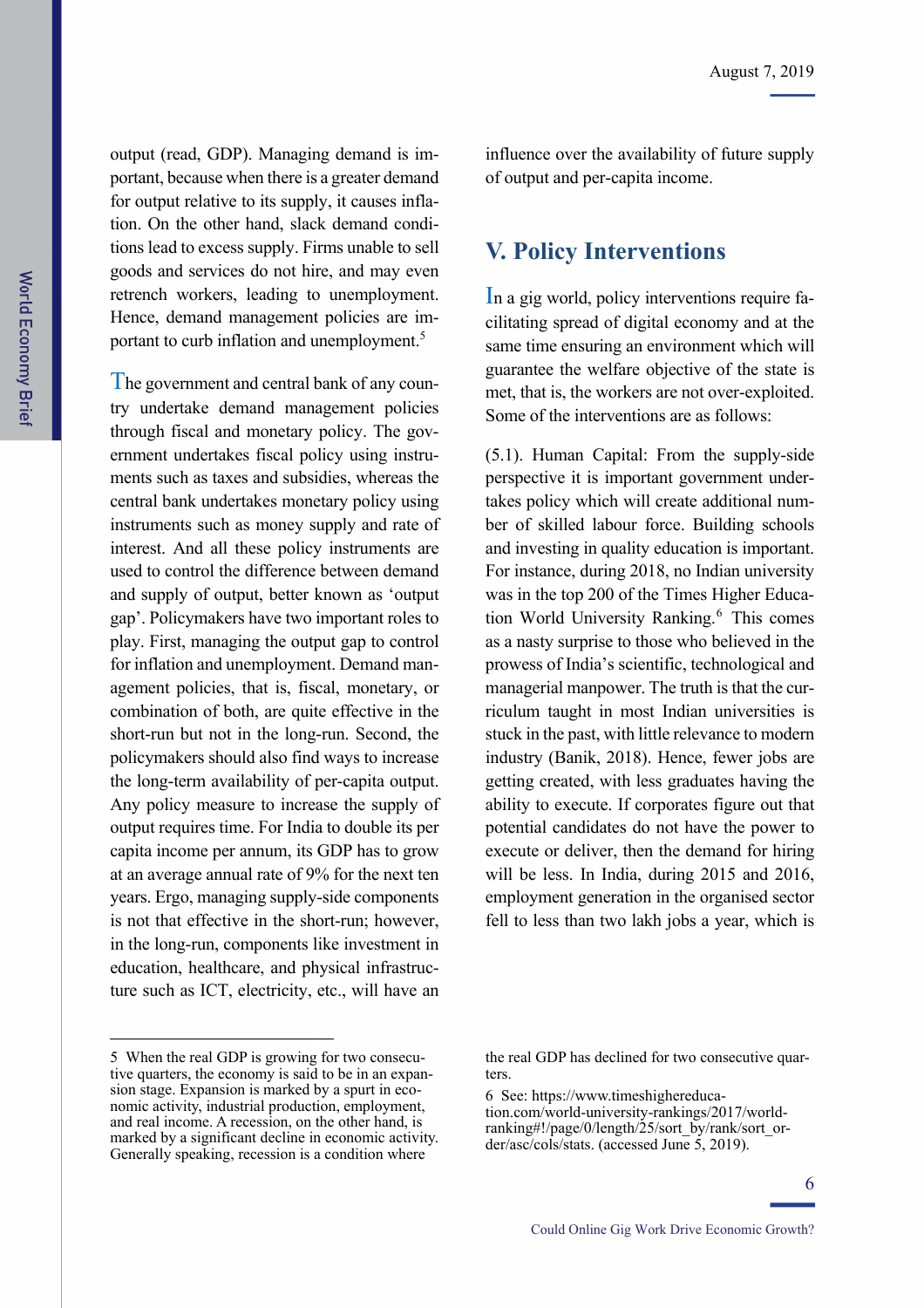output (read, GDP). Managing demand is important, because when there is a greater demand for output relative to its supply, it causes inflation. On the other hand, slack demand conditions lead to excess supply. Firms unable to sell goods and services do not hire, and may even retrench workers, leading to unemployment. Hence, demand management policies are important to curb inflation and unemployment.[5]

The government and central bank of any country undertake demand management policies through fiscal and monetary policy. The government undertakes fiscal policy using instruments such as taxes and subsidies, whereas the central bank undertakes monetary policy using instruments such as money supply and rate of interest. And all these policy instruments are used to control the difference between demand and supply of output, better known as 'output gap'. Policymakers have two important roles to play. First, managing the output gap to control for inflation and unemployment. Demand management policies, that is, fiscal, monetary, or combination of both, are quite effective in the short-run but not in the long-run. Second, the policymakers should also find ways to increase the long-term availability of per-capita output. Any policy measure to increase the supply of output requires time. For India to double its per capita income per annum, its GDP has to grow at an average annual rate of 9% for the next ten years. Ergo, managing supply-side components is not that effective in the short-run; however, in the long-run, components like investment in education, healthcare, and physical infrastructure such as ICT, electricity, etc., will have an influence over the availability of future supply of output and per-capita income.

## V. Policy Interventions

In a gig world, policy interventions require facilitating spread of digital economy and at the same time ensuring an environment which will guarantee the welfare objective of the state is met, that is, the workers are not over-exploited. Some of the interventions are as follows:

(5.1). Human Capital: From the supply-side perspective it is important government undertakes policy which will create additional number of skilled labour force. Building schools and investing in quality education is important. For instance, during 2018, no Indian university was in the top 200 of the Times Higher Education World University Ranking.[6] This comes as a nasty surprise to those who believed in the prowess of India's scientific, technological and managerial manpower. The truth is that the curriculum taught in most Indian universities is stuck in the past, with little relevance to modern industry (Banik, 2018). Hence, fewer jobs are getting created, with less graduates having the ability to execute. If corporates figure out that potential candidates do not have the power to execute or deliver, then the demand for hiring will be less. In India, during 2015 and 2016, employment generation in the organised sector fell to less than two lakh jobs a year, which is

---

5 When the real GDP is growing for two consecutive quarters, the economy is said to be in an expansion stage. Expansion is marked by a spurt in economic activity, industrial production, employment, and real income. A recession, on the other hand, is marked by a significant decline in economic activity. Generally speaking, recession is a condition where the real GDP has declined for two consecutive quarters.

6 See: https://www.timeshighereducation.com/world-university-rankings/2017/world-ranking#!/page/0/length/25/sort_by/rank/sort_order/asc/cols/stats. (accessed June 5, 2019).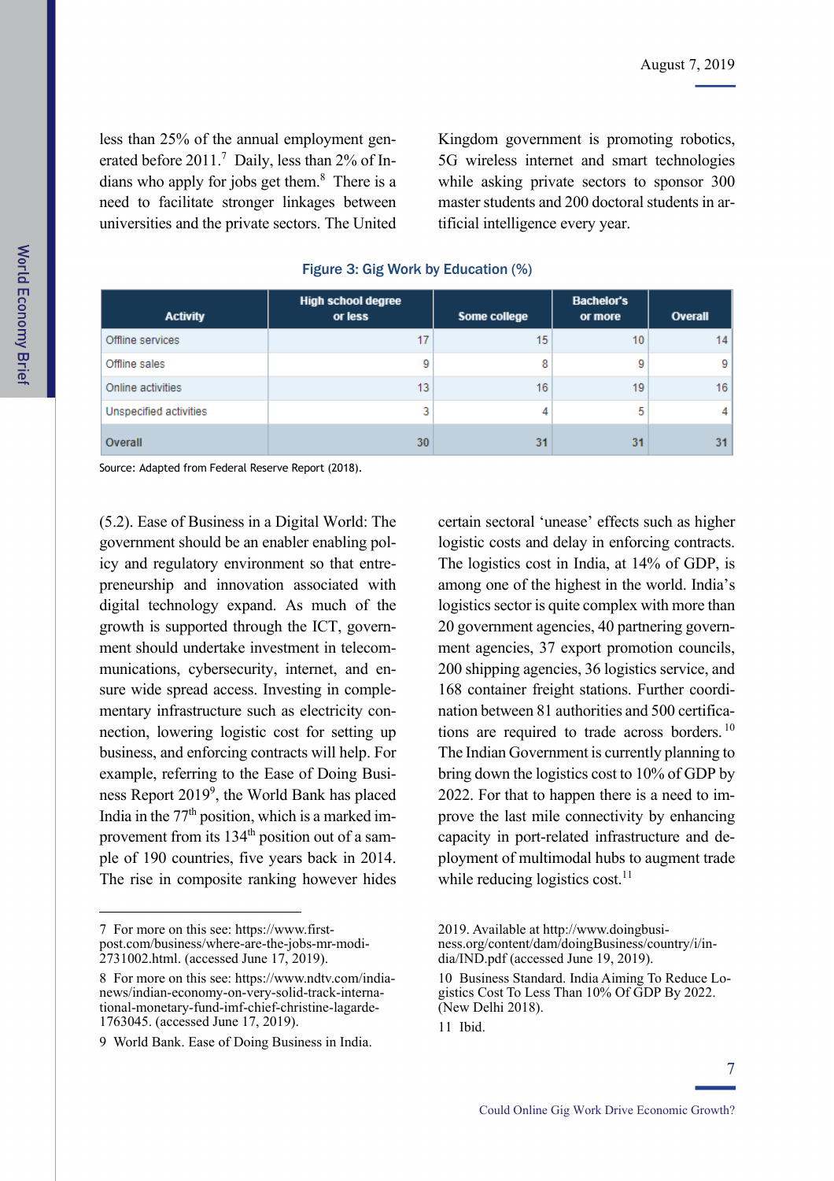less than 25% of the annual employment generated before 2011.[7] Daily, less than 2% of Indians who apply for jobs get them.[8] There is a need to facilitate stronger linkages between universities and the private sectors. The United Kingdom government is promoting robotics, 5G wireless internet and smart technologies while asking private sectors to sponsor 300 master students and 200 doctoral students in artificial intelligence every year.

**Figure 3: Gig Work by Education (%)**

| Activity | High school degree or less | Some college | Bachelor's or more | Overall |
|---|---|---|---|---|
| Offline services | 17 | 15 | 10 | 14 |
| Offline sales | 9 | 8 | 9 | 9 |
| Online activities | 13 | 16 | 19 | 16 |
| Unspecified activities | 3 | 4 | 5 | 4 |
| **Overall** | **30** | **31** | **31** | **31** |

Source: Adapted from Federal Reserve Report (2018).

(5.2). Ease of Business in a Digital World: The government should be an enabler enabling policy and regulatory environment so that entrepreneurship and innovation associated with digital technology expand. As much of the growth is supported through the ICT, government should undertake investment in telecommunications, cybersecurity, internet, and ensure wide spread access. Investing in complementary infrastructure such as electricity connection, lowering logistic cost for setting up business, and enforcing contracts will help. For example, referring to the Ease of Doing Business Report 2019[9], the World Bank has placed India in the 77th position, which is a marked improvement from its 134th position out of a sample of 190 countries, five years back in 2014. The rise in composite ranking however hides certain sectoral 'unease' effects such as higher logistic costs and delay in enforcing contracts. The logistics cost in India, at 14% of GDP, is among one of the highest in the world. India's logistics sector is quite complex with more than 20 government agencies, 40 partnering government agencies, 37 export promotion councils, 200 shipping agencies, 36 logistics service, and 168 container freight stations. Further coordination between 81 authorities and 500 certifications are required to trade across borders.[10] The Indian Government is currently planning to bring down the logistics cost to 10% of GDP by 2022. For that to happen there is a need to improve the last mile connectivity by enhancing capacity in port-related infrastructure and deployment of multimodal hubs to augment trade while reducing logistics cost.[11]

---

7 For more on this see: https://www.firstpost.com/business/where-are-the-jobs-mr-modi-2731002.html. (accessed June 17, 2019).

8 For more on this see: https://www.ndtv.com/india-news/indian-economy-on-very-solid-track-international-monetary-fund-imf-chief-christine-lagarde-1763045. (accessed June 17, 2019).

9 World Bank. Ease of Doing Business in India. 2019. Available at http://www.doingbusiness.org/content/dam/doingBusiness/country/i/india/IND.pdf (accessed June 19, 2019).

10 Business Standard. India Aiming To Reduce Logistics Cost To Less Than 10% Of GDP By 2022. (New Delhi 2018).

11 Ibid.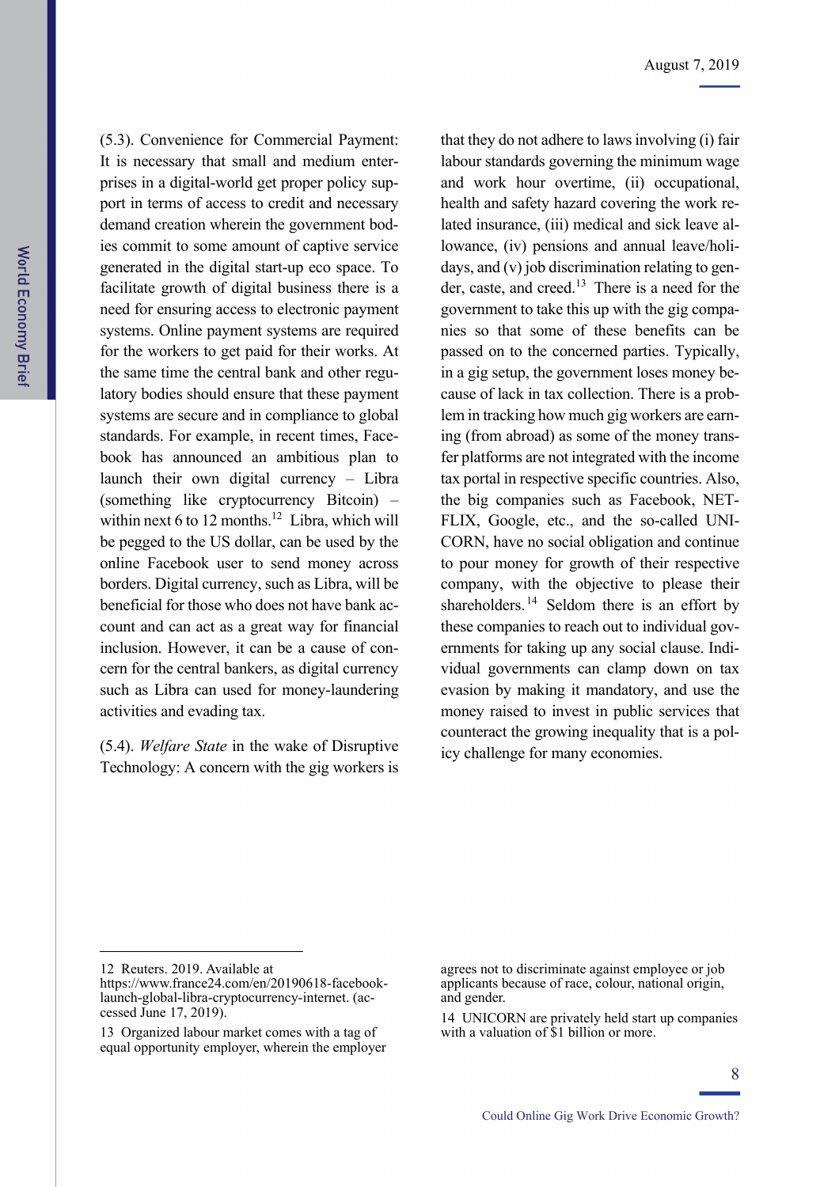(5.3). Convenience for Commercial Payment: It is necessary that small and medium enterprises in a digital-world get proper policy support in terms of access to credit and necessary demand creation wherein the government bodies commit to some amount of captive service generated in the digital start-up eco space. To facilitate growth of digital business there is a need for ensuring access to electronic payment systems. Online payment systems are required for the workers to get paid for their works. At the same time the central bank and other regulatory bodies should ensure that these payment systems are secure and in compliance to global standards. For example, in recent times, Facebook has announced an ambitious plan to launch their own digital currency – Libra (something like cryptocurrency Bitcoin) – within next 6 to 12 months.[12] Libra, which will be pegged to the US dollar, can be used by the online Facebook user to send money across borders. Digital currency, such as Libra, will be beneficial for those who does not have bank account and can act as a great way for financial inclusion. However, it can be a cause of concern for the central bankers, as digital currency such as Libra can used for money-laundering activities and evading tax.

(5.4). *Welfare State* in the wake of Disruptive Technology: A concern with the gig workers is that they do not adhere to laws involving (i) fair labour standards governing the minimum wage and work hour overtime, (ii) occupational, health and safety hazard covering the work related insurance, (iii) medical and sick leave allowance, (iv) pensions and annual leave/holidays, and (v) job discrimination relating to gender, caste, and creed.[13] There is a need for the government to take this up with the gig companies so that some of these benefits can be passed on to the concerned parties. Typically, in a gig setup, the government loses money because of lack in tax collection. There is a problem in tracking how much gig workers are earning (from abroad) as some of the money transfer platforms are not integrated with the income tax portal in respective specific countries. Also, the big companies such as Facebook, NETFLIX, Google, etc., and the so-called UNICORN, have no social obligation and continue to pour money for growth of their respective company, with the objective to please their shareholders.[14] Seldom there is an effort by these companies to reach out to individual governments for taking up any social clause. Individual governments can clamp down on tax evasion by making it mandatory, and use the money raised to invest in public services that counteract the growing inequality that is a policy challenge for many economies.

---

12 Reuters. 2019. Available at https://www.france24.com/en/20190618-facebook-launch-global-libra-cryptocurrency-internet. (accessed June 17, 2019).

13 Organized labour market comes with a tag of equal opportunity employer, wherein the employer agrees not to discriminate against employee or job applicants because of race, colour, national origin, and gender.

14 UNICORN are privately held start up companies with a valuation of $1 billion or more.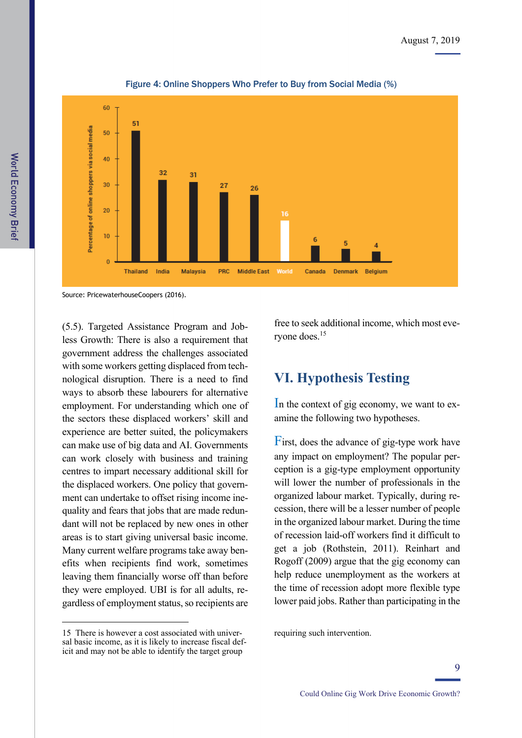Figure 4: Online Shoppers Who Prefer to Buy from Social Media (%)

| Country | Percentage of online shoppers via social media |
|---|---|
| Thailand | 51 |
| India | 32 |
| Malaysia | 31 |
| PRC | 27 |
| Middle East | 26 |
| World | 16 |
| Canada | 6 |
| Denmark | 5 |
| Belgium | 4 |

Source: PricewaterhouseCoopers (2016).

(5.5). Targeted Assistance Program and Jobless Growth: There is also a requirement that government address the challenges associated with some workers getting displaced from technological disruption. There is a need to find ways to absorb these labourers for alternative employment. For understanding which one of the sectors these displaced workers' skill and experience are better suited, the policymakers can make use of big data and AI. Governments can work closely with business and training centres to impart necessary additional skill for the displaced workers. One policy that government can undertake to offset rising income inequality and fears that jobs that are made redundant will not be replaced by new ones in other areas is to start giving universal basic income. Many current welfare programs take away benefits when recipients find work, sometimes leaving them financially worse off than before they were employed. UBI is for all adults, regardless of employment status, so recipients are free to seek additional income, which most everyone does.[15]

## VI. Hypothesis Testing

In the context of gig economy, we want to examine the following two hypotheses.

First, does the advance of gig-type work have any impact on employment? The popular perception is a gig-type employment opportunity will lower the number of professionals in the organized labour market. Typically, during recession, there will be a lesser number of people in the organized labour market. During the time of recession laid-off workers find it difficult to get a job (Rothstein, 2011). Reinhart and Rogoff (2009) argue that the gig economy can help reduce unemployment as the workers at the time of recession adopt more flexible type lower paid jobs. Rather than participating in the

15 There is however a cost associated with universal basic income, as it is likely to increase fiscal deficit and may not be able to identify the target group requiring such intervention.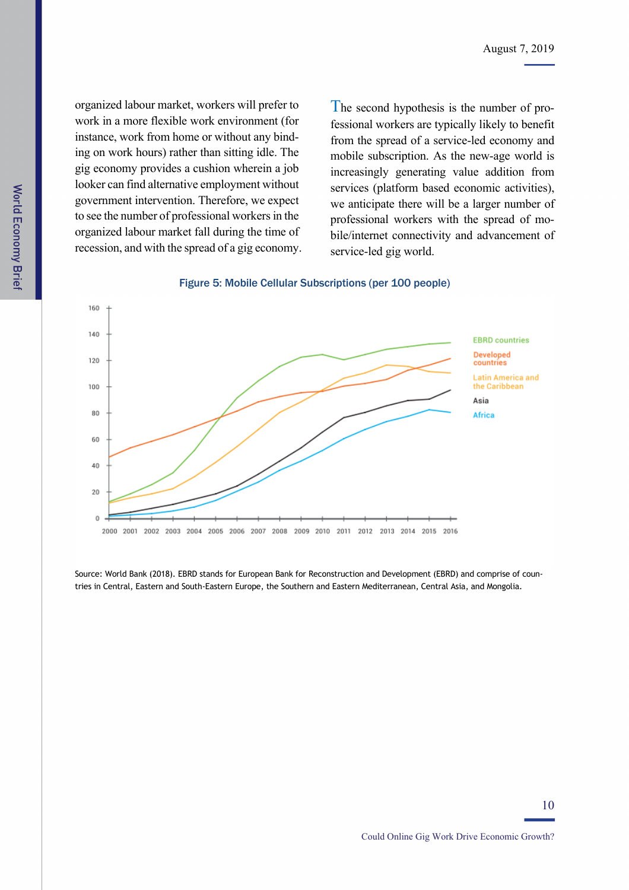organized labour market, workers will prefer to work in a more flexible work environment (for instance, work from home or without any binding on work hours) rather than sitting idle. The gig economy provides a cushion wherein a job looker can find alternative employment without government intervention. Therefore, we expect to see the number of professional workers in the organized labour market fall during the time of recession, and with the spread of a gig economy.

The second hypothesis is the number of professional workers are typically likely to benefit from the spread of a service-led economy and mobile subscription. As the new-age world is increasingly generating value addition from services (platform based economic activities), we anticipate there will be a larger number of professional workers with the spread of mobile/internet connectivity and advancement of service-led gig world.

**Figure 5: Mobile Cellular Subscriptions (per 100 people)**

Source: World Bank (2018). EBRD stands for European Bank for Reconstruction and Development (EBRD) and comprise of countries in Central, Eastern and South-Eastern Europe, the Southern and Eastern Mediterranean, Central Asia, and Mongolia.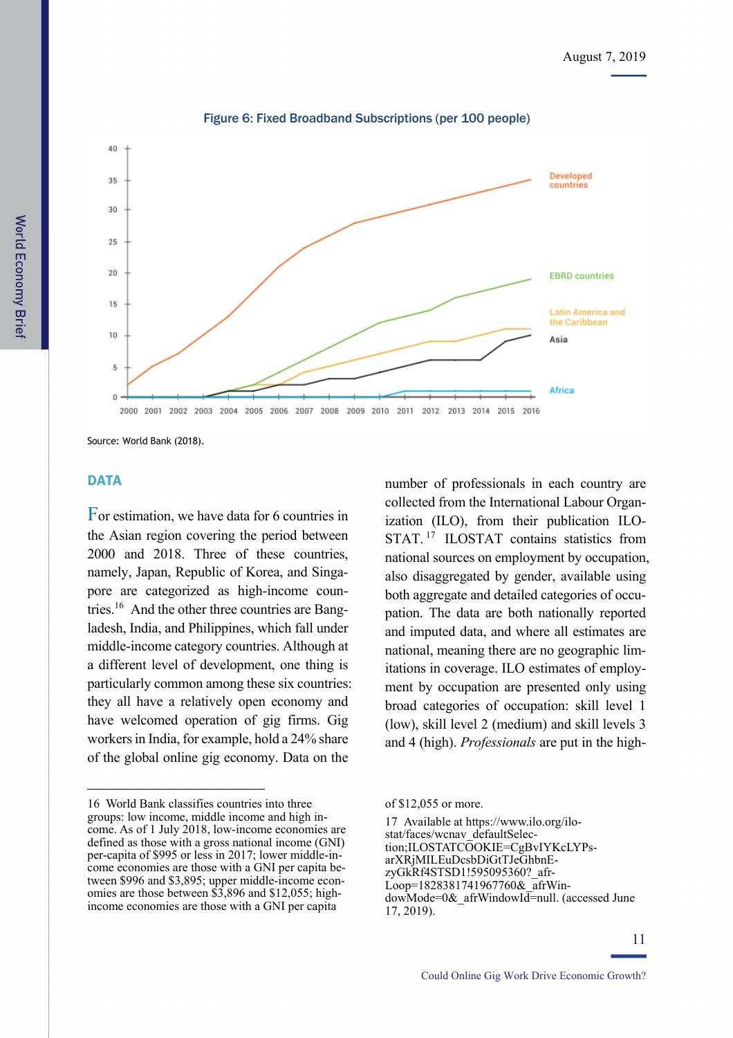Figure 6: Fixed Broadband Subscriptions (per 100 people)

Source: World Bank (2018).

## DATA

For estimation, we have data for 6 countries in the Asian region covering the period between 2000 and 2018. Three of these countries, namely, Japan, Republic of Korea, and Singapore are categorized as high-income countries.[16] And the other three countries are Bangladesh, India, and Philippines, which fall under middle-income category countries. Although at a different level of development, one thing is particularly common among these six countries: they all have a relatively open economy and have welcomed operation of gig firms. Gig workers in India, for example, hold a 24% share of the global online gig economy. Data on the number of professionals in each country are collected from the International Labour Organization (ILO), from their publication ILOSTAT.[17] ILOSTAT contains statistics from national sources on employment by occupation, also disaggregated by gender, available using both aggregate and detailed categories of occupation. The data are both nationally reported and imputed data, and where all estimates are national, meaning there are no geographic limitations in coverage. ILO estimates of employment by occupation are presented only using broad categories of occupation: skill level 1 (low), skill level 2 (medium) and skill levels 3 and 4 (high). *Professionals* are put in the high-

16 World Bank classifies countries into three groups: low income, middle income and high income. As of 1 July 2018, low-income economies are defined as those with a gross national income (GNI) per-capita of $995 or less in 2017; lower middle-income economies are those with a GNI per capita between $996 and $3,895; upper middle-income economies are those between $3,896 and $12,055; high-income economies are those with a GNI per capita of $12,055 or more.

17 Available at https://www.ilo.org/ilostat/faces/wcnav_defaultSelection;ILOSTATCOOKIE=CgBvIYKcLYPsarXRjMILEuDcsbDiGtTJeGhbnEzyGkRf4STSD1!595095360?_afrLoop=1828381741967760&_afrWindowMode=0&_afrWindowId=null. (accessed June 17, 2019).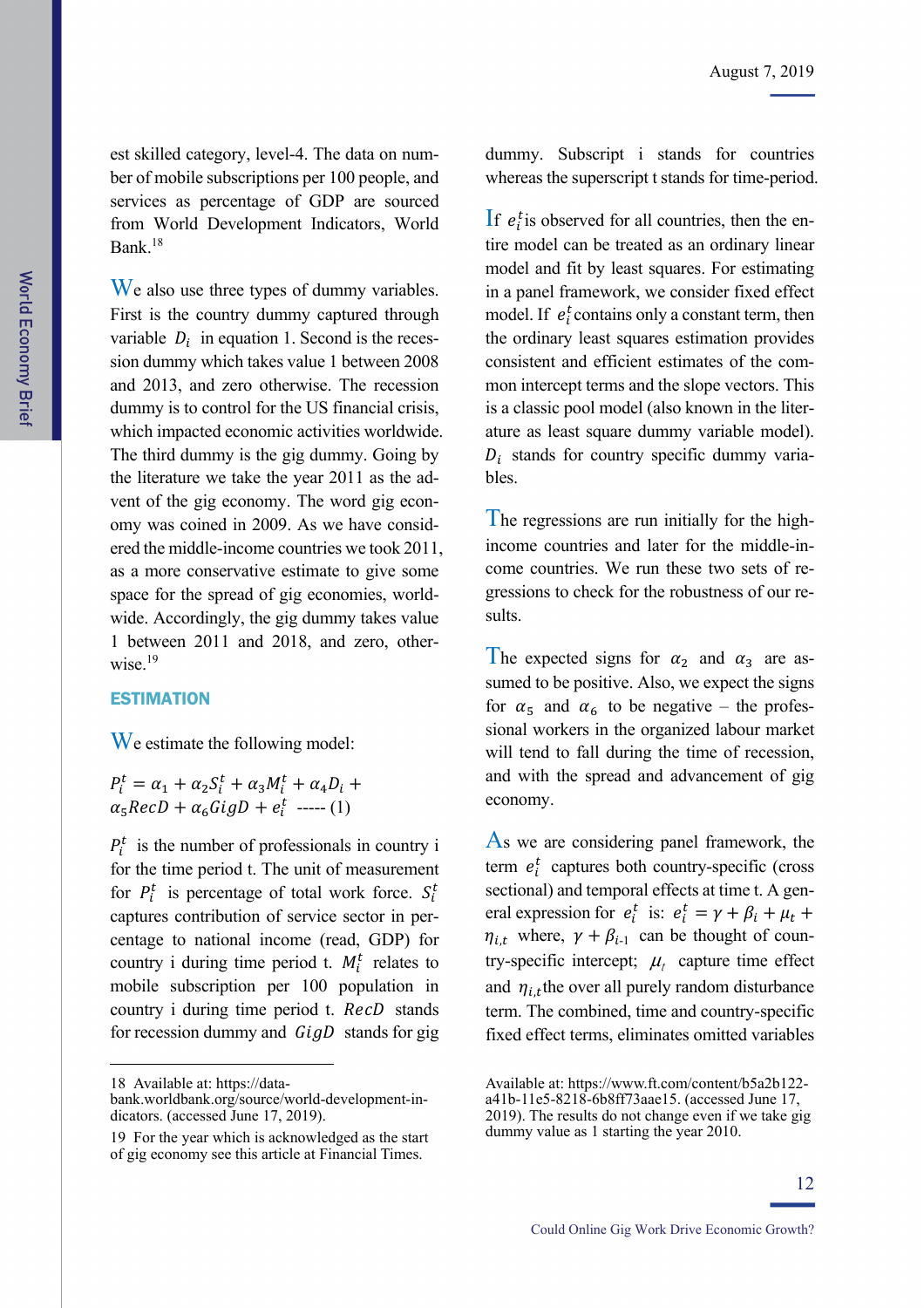est skilled category, level-4. The data on number of mobile subscriptions per 100 people, and services as percentage of GDP are sourced from World Development Indicators, World Bank.[18]

We also use three types of dummy variables. First is the country dummy captured through variable $D_i$ in equation 1. Second is the recession dummy which takes value 1 between 2008 and 2013, and zero otherwise. The recession dummy is to control for the US financial crisis, which impacted economic activities worldwide. The third dummy is the gig dummy. Going by the literature we take the year 2011 as the advent of the gig economy. The word gig economy was coined in 2009. As we have considered the middle-income countries we took 2011, as a more conservative estimate to give some space for the spread of gig economies, worldwide. Accordingly, the gig dummy takes value 1 between 2011 and 2018, and zero, otherwise.[19]

## ESTIMATION

We estimate the following model:

$$P_i^t = \alpha_1 + \alpha_2 S_i^t + \alpha_3 M_i^t + \alpha_4 D_i + \alpha_5 RecD + \alpha_6 GigD + e_i^t \quad \text{----- (1)}$$

$P_i^t$ is the number of professionals in country i for the time period t. The unit of measurement for $P_i^t$ is percentage of total work force. $S_i^t$ captures contribution of service sector in percentage to national income (read, GDP) for country i during time period t. $M_i^t$ relates to mobile subscription per 100 population in country i during time period t. $RecD$ stands for recession dummy and $GigD$ stands for gig dummy. Subscript i stands for countries whereas the superscript t stands for time-period.

If $e_i^t$ is observed for all countries, then the entire model can be treated as an ordinary linear model and fit by least squares. For estimating in a panel framework, we consider fixed effect model. If $e_i^t$ contains only a constant term, then the ordinary least squares estimation provides consistent and efficient estimates of the common intercept terms and the slope vectors. This is a classic pool model (also known in the literature as least square dummy variable model). $D_i$ stands for country specific dummy variables.

The regressions are run initially for the high-income countries and later for the middle-income countries. We run these two sets of regressions to check for the robustness of our results.

The expected signs for $\alpha_2$ and $\alpha_3$ are assumed to be positive. Also, we expect the signs for $\alpha_5$ and $\alpha_6$ to be negative – the professional workers in the organized labour market will tend to fall during the time of recession, and with the spread and advancement of gig economy.

As we are considering panel framework, the term $e_i^t$ captures both country-specific (cross sectional) and temporal effects at time t. A general expression for $e_i^t$ is: $e_i^t = \gamma + \beta_i + \mu_t + \eta_{i,t}$ where, $\gamma + \beta_{i\text{-}1}$ can be thought of country-specific intercept; $\mu_t$ capture time effect and $\eta_{i,t}$ the over all purely random disturbance term. The combined, time and country-specific fixed effect terms, eliminates omitted variables

---

18 Available at: https://databank.worldbank.org/source/world-development-indicators. (accessed June 17, 2019).

19 For the year which is acknowledged as the start of gig economy see this article at Financial Times. Available at: https://www.ft.com/content/b5a2b122-a41b-11e5-8218-6b8ff73aae15. (accessed June 17, 2019). The results do not change even if we take gig dummy value as 1 starting the year 2010.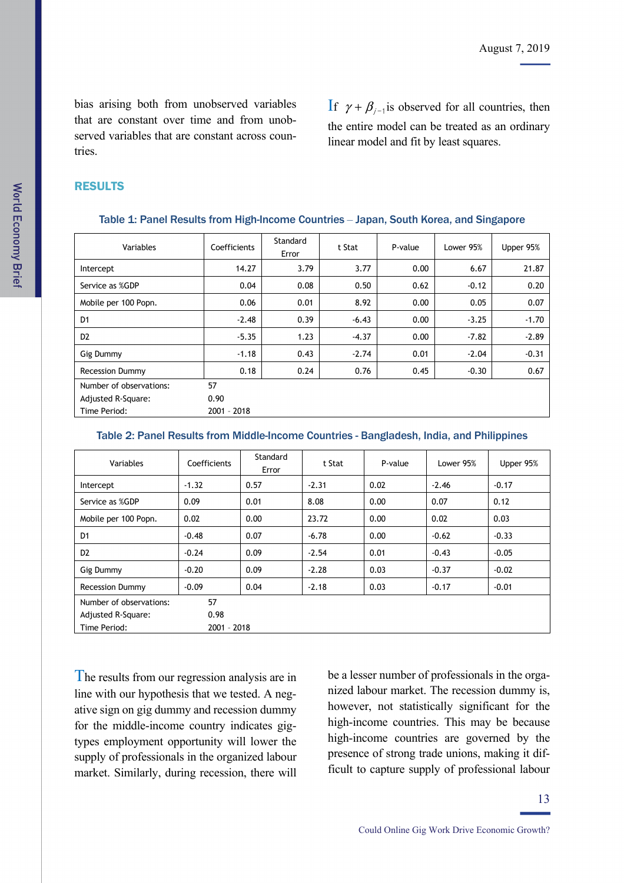bias arising both from unobserved variables that are constant over time and from unobserved variables that are constant across countries.

If $\gamma + \beta_{j-1}$ is observed for all countries, then the entire model can be treated as an ordinary linear model and fit by least squares.

## RESULTS

**Table 1: Panel Results from High-Income Countries – Japan, South Korea, and Singapore**

| Variables | Coefficients | Standard Error | t Stat | P-value | Lower 95% | Upper 95% |
|---|---|---|---|---|---|---|
| Intercept | 14.27 | 3.79 | 3.77 | 0.00 | 6.67 | 21.87 |
| Service as %GDP | 0.04 | 0.08 | 0.50 | 0.62 | -0.12 | 0.20 |
| Mobile per 100 Popn. | 0.06 | 0.01 | 8.92 | 0.00 | 0.05 | 0.07 |
| D1 | -2.48 | 0.39 | -6.43 | 0.00 | -3.25 | -1.70 |
| D2 | -5.35 | 1.23 | -4.37 | 0.00 | -7.82 | -2.89 |
| Gig Dummy | -1.18 | 0.43 | -2.74 | 0.01 | -2.04 | -0.31 |
| Recession Dummy | 0.18 | 0.24 | 0.76 | 0.45 | -0.30 | 0.67 |
| Number of observations: | 57 | | | | | |
| Adjusted R-Square: | 0.90 | | | | | |
| Time Period: | 2001 - 2018 | | | | | |

**Table 2: Panel Results from Middle-Income Countries - Bangladesh, India, and Philippines**

| Variables | Coefficients | Standard Error | t Stat | P-value | Lower 95% | Upper 95% |
|---|---|---|---|---|---|---|
| Intercept | -1.32 | 0.57 | -2.31 | 0.02 | -2.46 | -0.17 |
| Service as %GDP | 0.09 | 0.01 | 8.08 | 0.00 | 0.07 | 0.12 |
| Mobile per 100 Popn. | 0.02 | 0.00 | 23.72 | 0.00 | 0.02 | 0.03 |
| D1 | -0.48 | 0.07 | -6.78 | 0.00 | -0.62 | -0.33 |
| D2 | -0.24 | 0.09 | -2.54 | 0.01 | -0.43 | -0.05 |
| Gig Dummy | -0.20 | 0.09 | -2.28 | 0.03 | -0.37 | -0.02 |
| Recession Dummy | -0.09 | 0.04 | -2.18 | 0.03 | -0.17 | -0.01 |
| Number of observations: | 57 | | | | | |
| Adjusted R-Square: | 0.98 | | | | | |
| Time Period: | 2001 - 2018 | | | | | |

The results from our regression analysis are in line with our hypothesis that we tested. A negative sign on gig dummy and recession dummy for the middle-income country indicates gig-types employment opportunity will lower the supply of professionals in the organized labour market. Similarly, during recession, there will be a lesser number of professionals in the organized labour market. The recession dummy is, however, not statistically significant for the high-income countries. This may be because high-income countries are governed by the presence of strong trade unions, making it difficult to capture supply of professional labour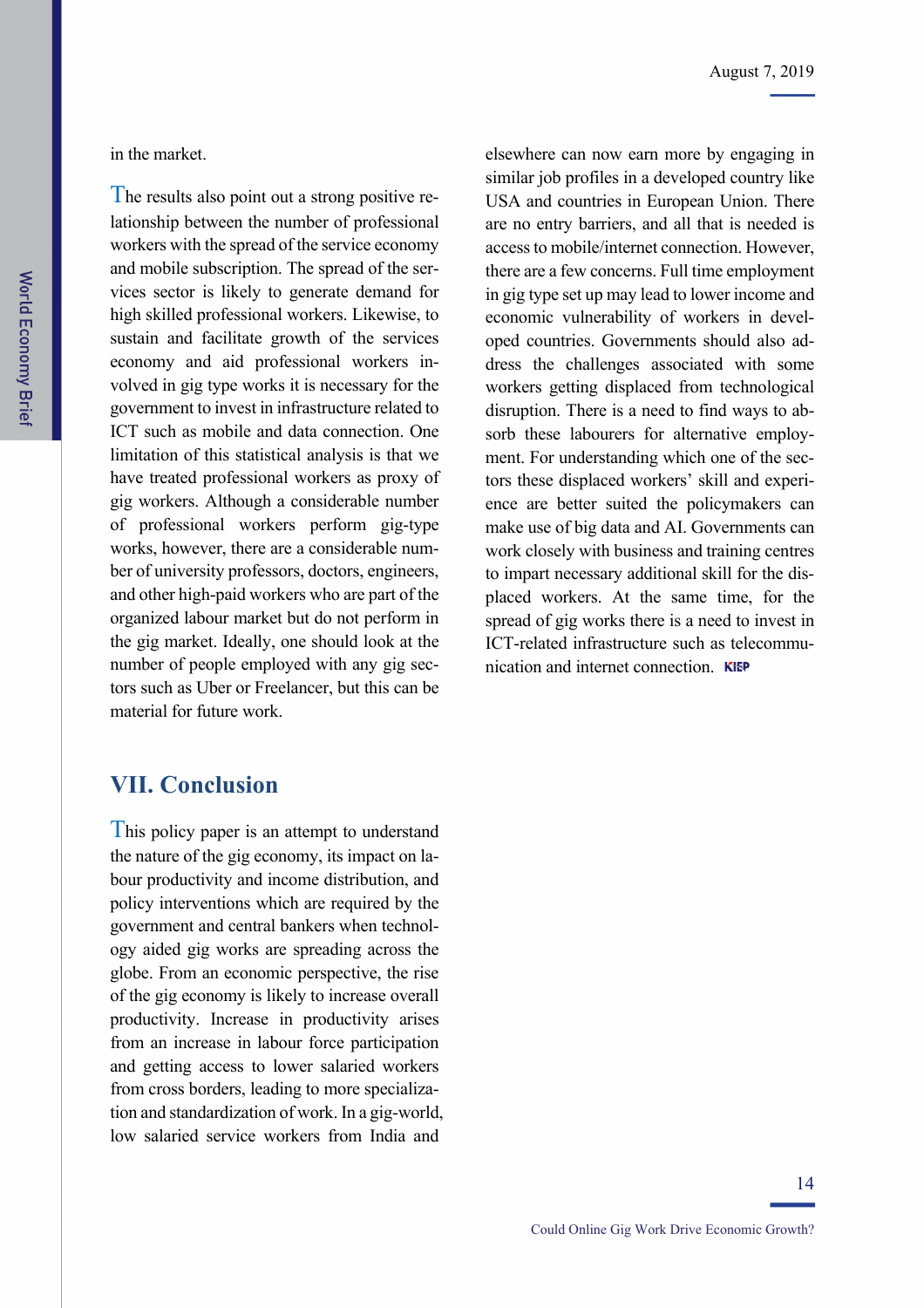in the market.

The results also point out a strong positive relationship between the number of professional workers with the spread of the service economy and mobile subscription. The spread of the services sector is likely to generate demand for high skilled professional workers. Likewise, to sustain and facilitate growth of the services economy and aid professional workers involved in gig type works it is necessary for the government to invest in infrastructure related to ICT such as mobile and data connection. One limitation of this statistical analysis is that we have treated professional workers as proxy of gig workers. Although a considerable number of professional workers perform gig-type works, however, there are a considerable number of university professors, doctors, engineers, and other high-paid workers who are part of the organized labour market but do not perform in the gig market. Ideally, one should look at the number of people employed with any gig sectors such as Uber or Freelancer, but this can be material for future work.

## VII. Conclusion

This policy paper is an attempt to understand the nature of the gig economy, its impact on labour productivity and income distribution, and policy interventions which are required by the government and central bankers when technology aided gig works are spreading across the globe. From an economic perspective, the rise of the gig economy is likely to increase overall productivity. Increase in productivity arises from an increase in labour force participation and getting access to lower salaried workers from cross borders, leading to more specialization and standardization of work. In a gig-world, low salaried service workers from India and elsewhere can now earn more by engaging in similar job profiles in a developed country like USA and countries in European Union. There are no entry barriers, and all that is needed is access to mobile/internet connection. However, there are a few concerns. Full time employment in gig type set up may lead to lower income and economic vulnerability of workers in developed countries. Governments should also address the challenges associated with some workers getting displaced from technological disruption. There is a need to find ways to absorb these labourers for alternative employment. For understanding which one of the sectors these displaced workers' skill and experience are better suited the policymakers can make use of big data and AI. Governments can work closely with business and training centres to impart necessary additional skill for the displaced workers. At the same time, for the spread of gig works there is a need to invest in ICT-related infrastructure such as telecommunication and internet connection. KIEP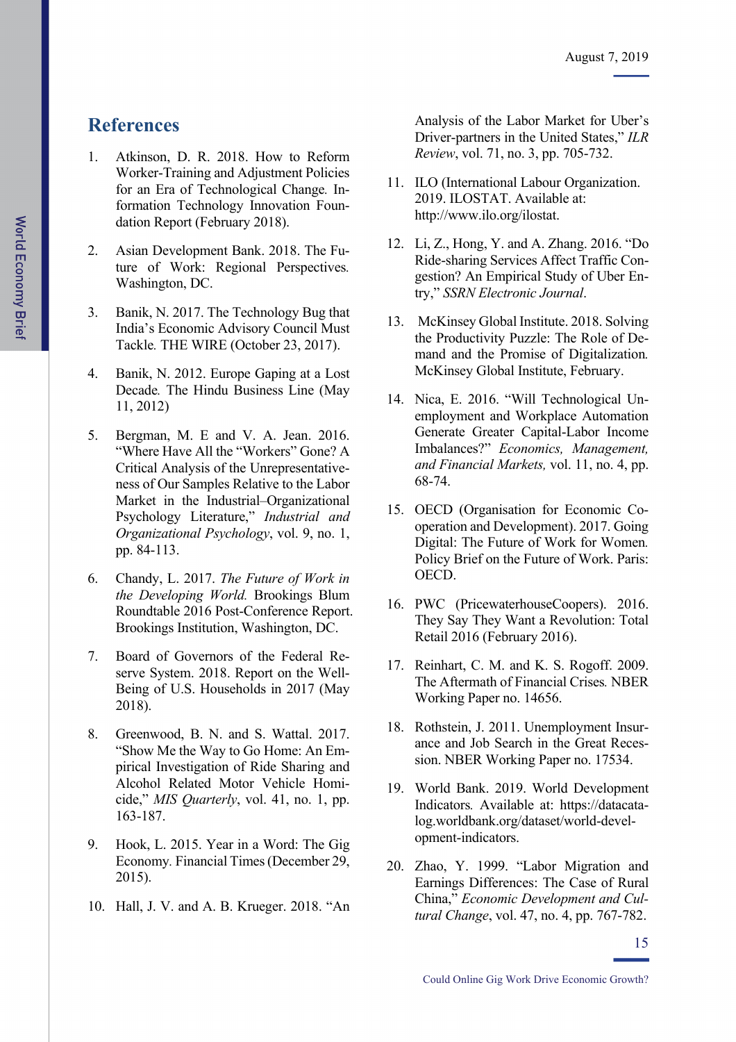## References

1. Atkinson, D. R. 2018. How to Reform Worker-Training and Adjustment Policies for an Era of Technological Change. Information Technology Innovation Foundation Report (February 2018).

2. Asian Development Bank. 2018. The Future of Work: Regional Perspectives. Washington, DC.

3. Banik, N. 2017. The Technology Bug that India's Economic Advisory Council Must Tackle. THE WIRE (October 23, 2017).

4. Banik, N. 2012. Europe Gaping at a Lost Decade. The Hindu Business Line (May 11, 2012)

5. Bergman, M. E and V. A. Jean. 2016. "Where Have All the "Workers" Gone? A Critical Analysis of the Unrepresentativeness of Our Samples Relative to the Labor Market in the Industrial–Organizational Psychology Literature," *Industrial and Organizational Psychology*, vol. 9, no. 1, pp. 84-113.

6. Chandy, L. 2017. *The Future of Work in the Developing World.* Brookings Blum Roundtable 2016 Post-Conference Report. Brookings Institution, Washington, DC.

7. Board of Governors of the Federal Reserve System. 2018. Report on the Well-Being of U.S. Households in 2017 (May 2018).

8. Greenwood, B. N. and S. Wattal. 2017. "Show Me the Way to Go Home: An Empirical Investigation of Ride Sharing and Alcohol Related Motor Vehicle Homicide," *MIS Quarterly*, vol. 41, no. 1, pp. 163-187.

9. Hook, L. 2015. Year in a Word: The Gig Economy. Financial Times (December 29, 2015).

10. Hall, J. V. and A. B. Krueger. 2018. "An Analysis of the Labor Market for Uber's Driver-partners in the United States," *ILR Review*, vol. 71, no. 3, pp. 705-732.

11. ILO (International Labour Organization. 2019. ILOSTAT. Available at: http://www.ilo.org/ilostat.

12. Li, Z., Hong, Y. and A. Zhang. 2016. "Do Ride-sharing Services Affect Traffic Congestion? An Empirical Study of Uber Entry," *SSRN Electronic Journal*.

13. McKinsey Global Institute. 2018. Solving the Productivity Puzzle: The Role of Demand and the Promise of Digitalization. McKinsey Global Institute, February.

14. Nica, E. 2016. "Will Technological Unemployment and Workplace Automation Generate Greater Capital-Labor Income Imbalances?" *Economics, Management, and Financial Markets,* vol. 11, no. 4, pp. 68-74.

15. OECD (Organisation for Economic Cooperation and Development). 2017. Going Digital: The Future of Work for Women. Policy Brief on the Future of Work. Paris: OECD.

16. PWC (PricewaterhouseCoopers). 2016. They Say They Want a Revolution: Total Retail 2016 (February 2016).

17. Reinhart, C. M. and K. S. Rogoff. 2009. The Aftermath of Financial Crises. NBER Working Paper no. 14656.

18. Rothstein, J. 2011. Unemployment Insurance and Job Search in the Great Recession. NBER Working Paper no. 17534.

19. World Bank. 2019. World Development Indicators. Available at: https://datacatalog.worldbank.org/dataset/world-development-indicators.

20. Zhao, Y. 1999. "Labor Migration and Earnings Differences: The Case of Rural China," *Economic Development and Cultural Change*, vol. 47, no. 4, pp. 767-782.